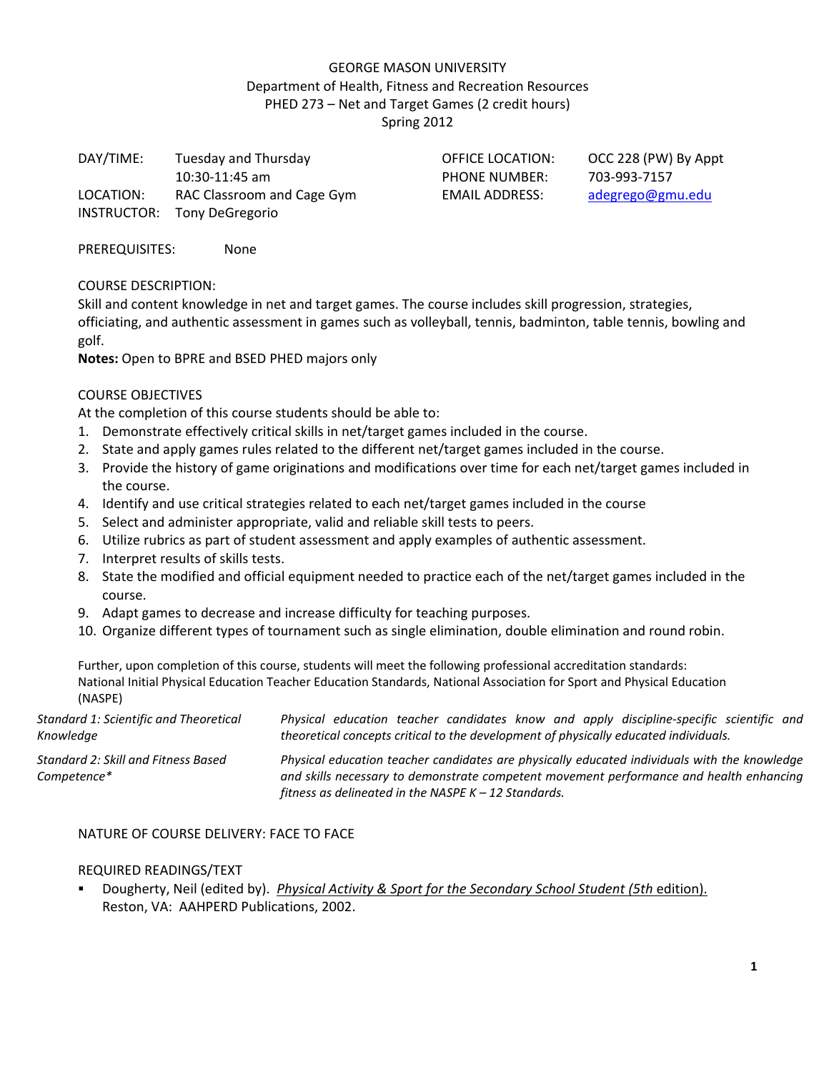GEORGE MASON UNIVERSITY
Department of Health, Fitness and Recreation Resources
PHED 273 – Net and Target Games (2 credit hours)
Spring 2012

| | | | |
|---|---|---|---|
| DAY/TIME: | Tuesday and Thursday 10:30-11:45 am | OFFICE LOCATION: | OCC 228 (PW) By Appt |
| LOCATION: | RAC Classroom and Cage Gym | PHONE NUMBER: | 703-993-7157 |
| INSTRUCTOR: | Tony DeGregorio | EMAIL ADDRESS: | adegrego@gmu.edu |

PREREQUISITES: None

COURSE DESCRIPTION:
Skill and content knowledge in net and target games. The course includes skill progression, strategies, officiating, and authentic assessment in games such as volleyball, tennis, badminton, table tennis, bowling and golf.
**Notes:** Open to BPRE and BSED PHED majors only

COURSE OBJECTIVES
At the completion of this course students should be able to:

1. Demonstrate effectively critical skills in net/target games included in the course.
2. State and apply games rules related to the different net/target games included in the course.
3. Provide the history of game originations and modifications over time for each net/target games included in the course.
4. Identify and use critical strategies related to each net/target games included in the course
5. Select and administer appropriate, valid and reliable skill tests to peers.
6. Utilize rubrics as part of student assessment and apply examples of authentic assessment.
7. Interpret results of skills tests.
8. State the modified and official equipment needed to practice each of the net/target games included in the course.
9. Adapt games to decrease and increase difficulty for teaching purposes.
10. Organize different types of tournament such as single elimination, double elimination and round robin.

Further, upon completion of this course, students will meet the following professional accreditation standards: National Initial Physical Education Teacher Education Standards, National Association for Sport and Physical Education (NASPE)

| | |
|---|---|
| *Standard 1: Scientific and Theoretical Knowledge* | *Physical education teacher candidates know and apply discipline-specific scientific and theoretical concepts critical to the development of physically educated individuals.* |
| *Standard 2: Skill and Fitness Based Competence** | *Physical education teacher candidates are physically educated individuals with the knowledge and skills necessary to demonstrate competent movement performance and health enhancing fitness as delineated in the NASPE K – 12 Standards.* |

NATURE OF COURSE DELIVERY: FACE TO FACE

REQUIRED READINGS/TEXT

- Dougherty, Neil (edited by). Physical Activity & Sport for the Secondary School Student (5th edition). Reston, VA: AAHPERD Publications, 2002.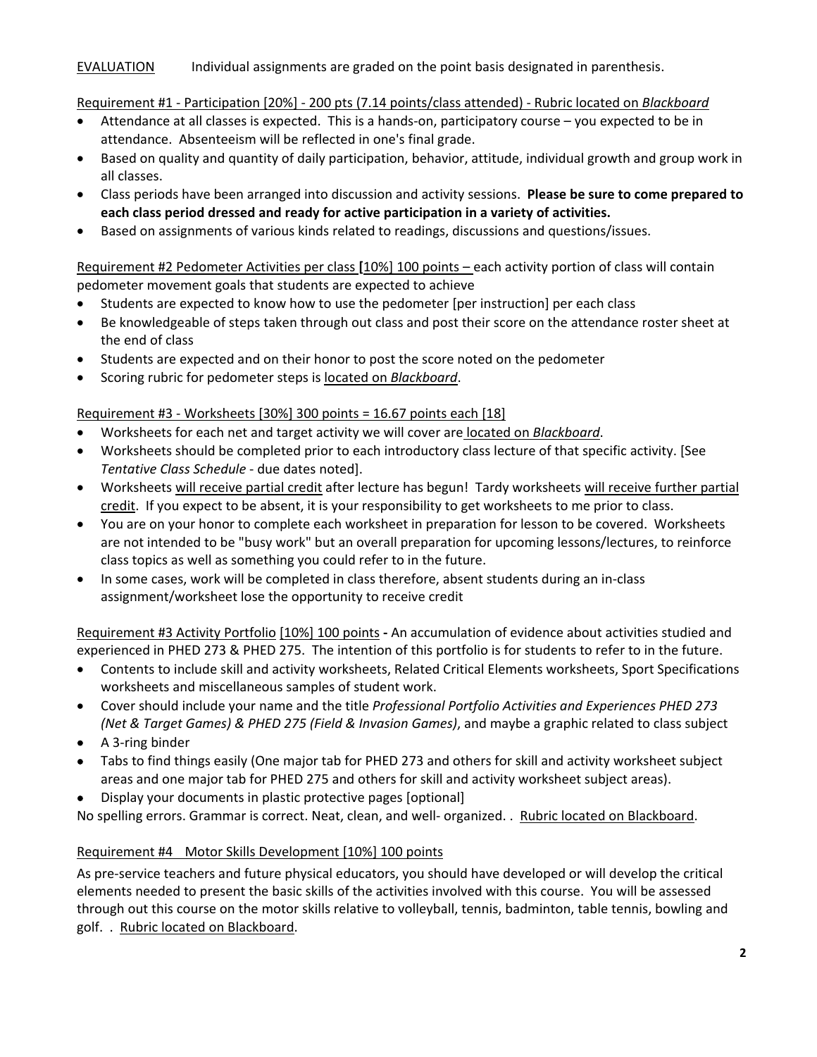EVALUATION	Individual assignments are graded on the point basis designated in parenthesis.

Requirement #1 - Participation [20%] - 200 pts (7.14 points/class attended) - Rubric located on *Blackboard*

- Attendance at all classes is expected. This is a hands-on, participatory course – you expected to be in attendance. Absenteeism will be reflected in one's final grade.
- Based on quality and quantity of daily participation, behavior, attitude, individual growth and group work in all classes.
- Class periods have been arranged into discussion and activity sessions. **Please be sure to come prepared to each class period dressed and ready for active participation in a variety of activities.**
- Based on assignments of various kinds related to readings, discussions and questions/issues.

Requirement #2 Pedometer Activities per class **[**10%] 100 points – each activity portion of class will contain pedometer movement goals that students are expected to achieve

- Students are expected to know how to use the pedometer [per instruction] per each class
- Be knowledgeable of steps taken through out class and post their score on the attendance roster sheet at the end of class
- Students are expected and on their honor to post the score noted on the pedometer
- Scoring rubric for pedometer steps is located on *Blackboard*.

Requirement #3 - Worksheets [30%] 300 points = 16.67 points each [18]

- Worksheets for each net and target activity we will cover are located on *Blackboard*.
- Worksheets should be completed prior to each introductory class lecture of that specific activity. [See *Tentative Class Schedule* - due dates noted].
- Worksheets will receive partial credit after lecture has begun! Tardy worksheets will receive further partial credit. If you expect to be absent, it is your responsibility to get worksheets to me prior to class.
- You are on your honor to complete each worksheet in preparation for lesson to be covered. Worksheets are not intended to be "busy work" but an overall preparation for upcoming lessons/lectures, to reinforce class topics as well as something you could refer to in the future.
- In some cases, work will be completed in class therefore, absent students during an in-class assignment/worksheet lose the opportunity to receive credit

Requirement #3 Activity Portfolio [10%] 100 points **-** An accumulation of evidence about activities studied and experienced in PHED 273 & PHED 275. The intention of this portfolio is for students to refer to in the future.

- Contents to include skill and activity worksheets, Related Critical Elements worksheets, Sport Specifications worksheets and miscellaneous samples of student work.
- Cover should include your name and the title *Professional Portfolio Activities and Experiences PHED 273 (Net & Target Games) & PHED 275 (Field & Invasion Games)*, and maybe a graphic related to class subject
- A 3-ring binder
- Tabs to find things easily (One major tab for PHED 273 and others for skill and activity worksheet subject areas and one major tab for PHED 275 and others for skill and activity worksheet subject areas).
- Display your documents in plastic protective pages [optional]

No spelling errors. Grammar is correct. Neat, clean, and well- organized. . Rubric located on Blackboard.

Requirement #4 Motor Skills Development [10%] 100 points

As pre-service teachers and future physical educators, you should have developed or will develop the critical elements needed to present the basic skills of the activities involved with this course. You will be assessed through out this course on the motor skills relative to volleyball, tennis, badminton, table tennis, bowling and golf. . Rubric located on Blackboard.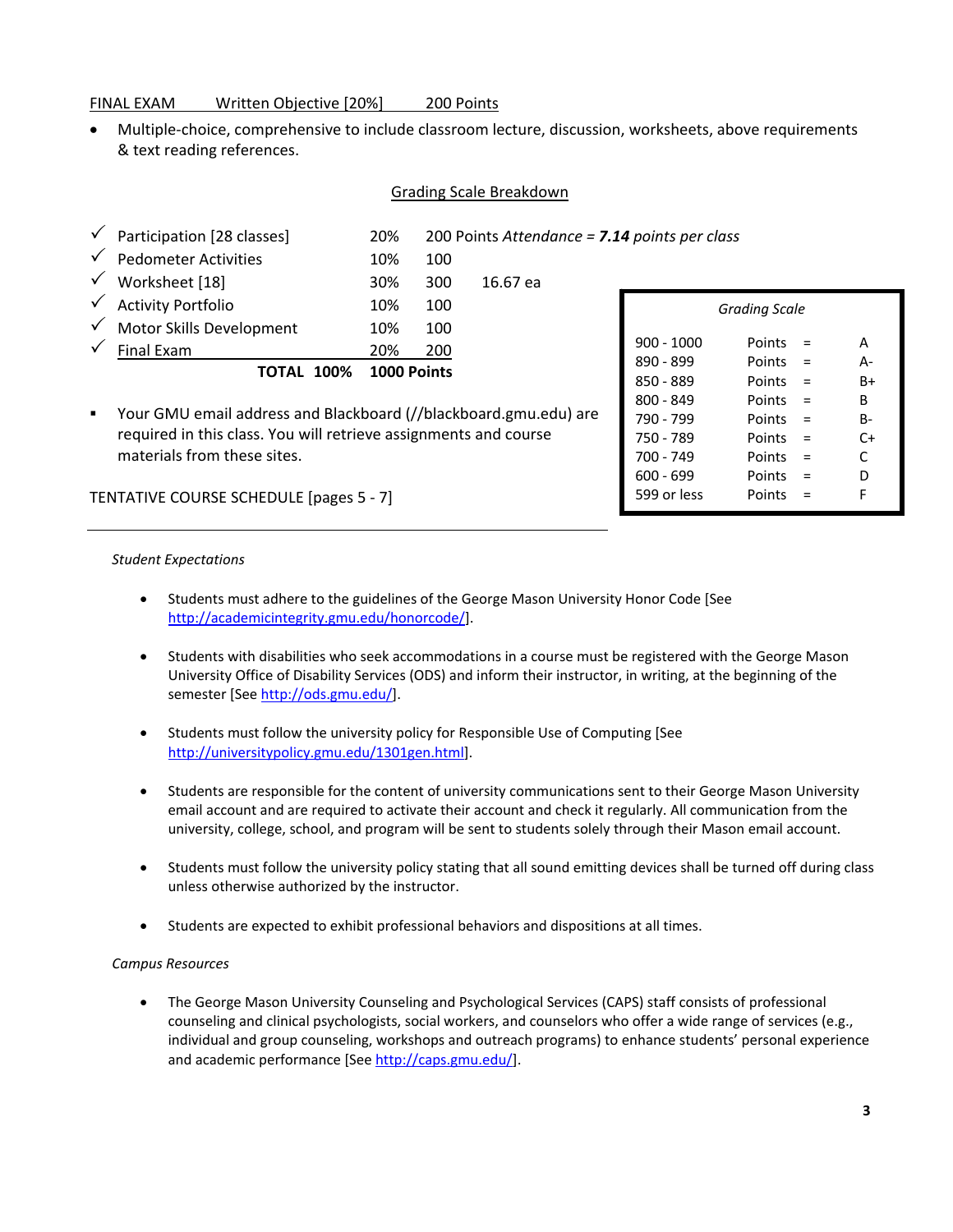FINAL EXAM    Written Objective [20%]    200 Points

- Multiple-choice, comprehensive to include classroom lecture, discussion, worksheets, above requirements & text reading references.

Grading Scale Breakdown

| | | | | |
|---|---|---|---|---|
| ✓ | Participation [28 classes] | 20% | 200 Points | *Attendance* = ***7.14*** *points per class* |
| ✓ | Pedometer Activities | 10% | 100 | |
| ✓ | Worksheet [18] | 30% | 300 | 16.67 ea |
| ✓ | Activity Portfolio | 10% | 100 | |
| ✓ | Motor Skills Development | 10% | 100 | |
| ✓ | Final Exam | 20% | 200 | |
| | **TOTAL** | **100%** | **1000 Points** | |

*Grading Scale*

| | | | |
|---|---|---|---|
| 900 - 1000 | Points | = | A |
| 890 - 899 | Points | = | A- |
| 850 - 889 | Points | = | B+ |
| 800 - 849 | Points | = | B |
| 790 - 799 | Points | = | B- |
| 750 - 789 | Points | = | C+ |
| 700 - 749 | Points | = | C |
| 600 - 699 | Points | = | D |
| 599 or less | Points | = | F |

- Your GMU email address and Blackboard (//blackboard.gmu.edu) are required in this class. You will retrieve assignments and course materials from these sites.

TENTATIVE COURSE SCHEDULE [pages 5 - 7]

---

*Student Expectations*

- Students must adhere to the guidelines of the George Mason University Honor Code [See http://academicintegrity.gmu.edu/honorcode/].
- Students with disabilities who seek accommodations in a course must be registered with the George Mason University Office of Disability Services (ODS) and inform their instructor, in writing, at the beginning of the semester [See http://ods.gmu.edu/].
- Students must follow the university policy for Responsible Use of Computing [See http://universitypolicy.gmu.edu/1301gen.html].
- Students are responsible for the content of university communications sent to their George Mason University email account and are required to activate their account and check it regularly. All communication from the university, college, school, and program will be sent to students solely through their Mason email account.
- Students must follow the university policy stating that all sound emitting devices shall be turned off during class unless otherwise authorized by the instructor.
- Students are expected to exhibit professional behaviors and dispositions at all times.

*Campus Resources*

- The George Mason University Counseling and Psychological Services (CAPS) staff consists of professional counseling and clinical psychologists, social workers, and counselors who offer a wide range of services (e.g., individual and group counseling, workshops and outreach programs) to enhance students' personal experience and academic performance [See http://caps.gmu.edu/].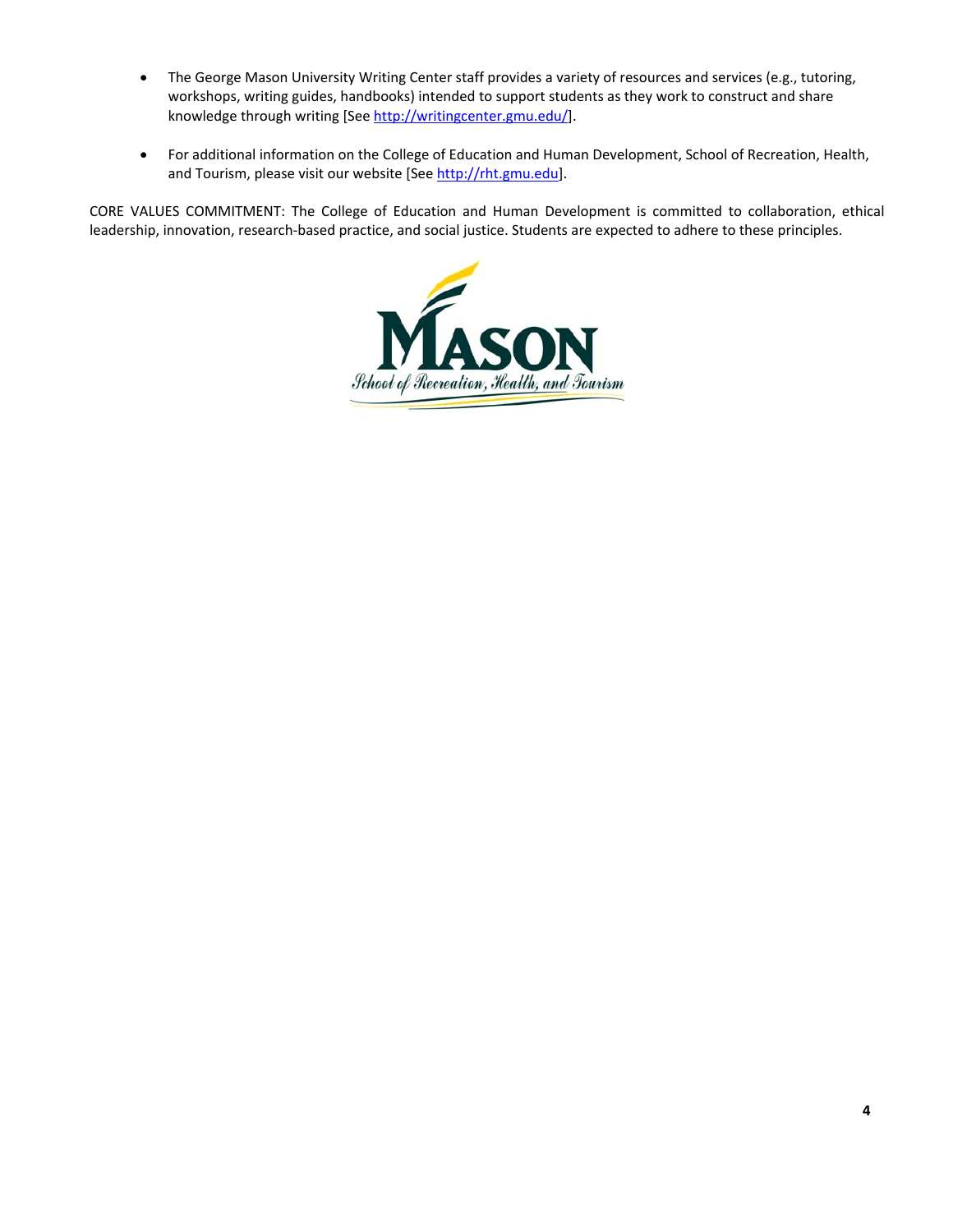- The George Mason University Writing Center staff provides a variety of resources and services (e.g., tutoring, workshops, writing guides, handbooks) intended to support students as they work to construct and share knowledge through writing [See http://writingcenter.gmu.edu/].

- For additional information on the College of Education and Human Development, School of Recreation, Health, and Tourism, please visit our website [See http://rht.gmu.edu].

CORE VALUES COMMITMENT: The College of Education and Human Development is committed to collaboration, ethical leadership, innovation, research-based practice, and social justice. Students are expected to adhere to these principles.

MASON
School of Recreation, Health, and Tourism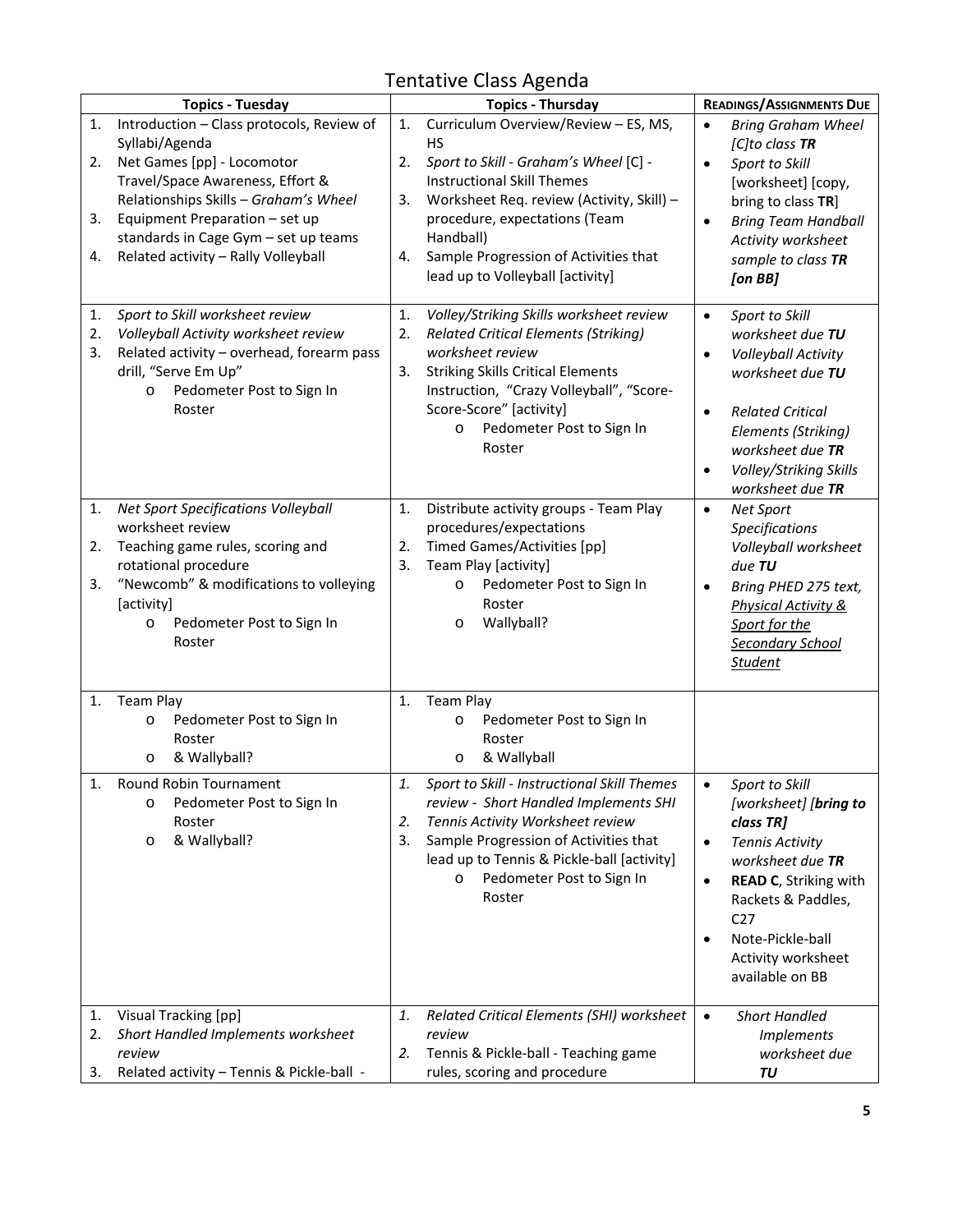# Tentative Class Agenda

| Topics - Tuesday | Topics - Thursday | Readings/Assignments Due |
|---|---|---|
| 1. Introduction – Class protocols, Review of Syllabi/Agenda<br>2. Net Games [pp] - Locomotor Travel/Space Awareness, Effort & Relationships Skills – *Graham's Wheel*<br>3. Equipment Preparation – set up standards in Cage Gym – set up teams<br>4. Related activity – Rally Volleyball | 1. Curriculum Overview/Review – ES, MS, HS<br>2. *Sport to Skill - Graham's Wheel* [C] - Instructional Skill Themes<br>3. Worksheet Req. review (Activity, Skill) – procedure, expectations (Team Handball)<br>4. Sample Progression of Activities that lead up to Volleyball [activity] | • *Bring Graham Wheel [C]to class **TR***<br>• *Sport to Skill* [worksheet] [copy, bring to class **TR**]<br>• *Bring Team Handball Activity worksheet sample to class **TR [on BB]*** |
| 1. *Sport to Skill worksheet review*<br>2. *Volleyball Activity worksheet review*<br>3. Related activity – overhead, forearm pass drill, "Serve Em Up"<br>  o Pedometer Post to Sign In Roster | 1. *Volley/Striking Skills worksheet review*<br>2. *Related Critical Elements (Striking) worksheet review*<br>3. Striking Skills Critical Elements Instruction, "Crazy Volleyball", "Score-Score-Score" [activity]<br>  o Pedometer Post to Sign In Roster | • *Sport to Skill worksheet due **TU***<br>• *Volleyball Activity worksheet due **TU***<br>• *Related Critical Elements (Striking) worksheet due **TR***<br>• *Volley/Striking Skills worksheet due **TR*** |
| 1. *Net Sport Specifications Volleyball* worksheet review<br>2. Teaching game rules, scoring and rotational procedure<br>3. "Newcomb" & modifications to volleying [activity]<br>  o Pedometer Post to Sign In Roster | 1. Distribute activity groups - Team Play procedures/expectations<br>2. Timed Games/Activities [pp]<br>3. Team Play [activity]<br>  o Pedometer Post to Sign In Roster<br>  o Wallyball? | • *Net Sport Specifications Volleyball worksheet due **TU***<br>• *Bring PHED 275 text, <u>Physical Activity & Sport for the Secondary School Student</u>* |
| 1. Team Play<br>  o Pedometer Post to Sign In Roster<br>  o & Wallyball? | 1. Team Play<br>  o Pedometer Post to Sign In Roster<br>  o & Wallyball | |
| 1. Round Robin Tournament<br>  o Pedometer Post to Sign In Roster<br>  o & Wallyball? | 1. *Sport to Skill - Instructional Skill Themes review - Short Handled Implements SHI*<br>2. *Tennis Activity Worksheet review*<br>3. Sample Progression of Activities that lead up to Tennis & Pickle-ball [activity]<br>  o Pedometer Post to Sign In Roster | • *Sport to Skill [worksheet] [**bring to class TR**]*<br>• *Tennis Activity worksheet due **TR***<br>• **READ C**, Striking with Rackets & Paddles, C27<br>• Note-Pickle-ball Activity worksheet available on BB |
| 1. Visual Tracking [pp]<br>2. *Short Handled Implements worksheet review*<br>3. Related activity – Tennis & Pickle-ball - | 1. *Related Critical Elements (SHI) worksheet review*<br>2. Tennis & Pickle-ball - Teaching game rules, scoring and procedure | • *Short Handled Implements worksheet due **TU*** |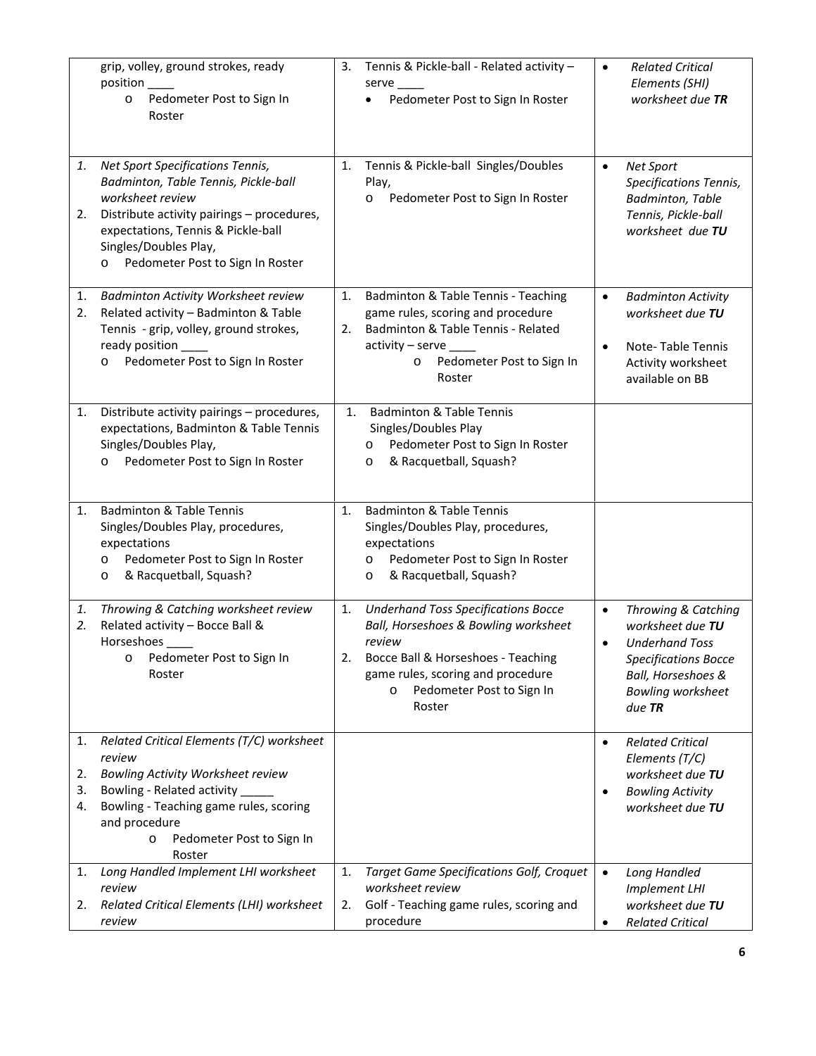| | | |
|---|---|---|
| grip, volley, ground strokes, ready position ____<br>o Pedometer Post to Sign In Roster | 3. Tennis & Pickle-ball - Related activity – serve ____<br>• Pedometer Post to Sign In Roster | • *Related Critical Elements (SHI) worksheet due **TR*** |
| 1. *Net Sport Specifications Tennis, Badminton, Table Tennis, Pickle-ball worksheet review*<br>2. Distribute activity pairings – procedures, expectations, Tennis & Pickle-ball Singles/Doubles Play,<br>o Pedometer Post to Sign In Roster | 1. Tennis & Pickle-ball Singles/Doubles Play,<br>o Pedometer Post to Sign In Roster | • *Net Sport Specifications Tennis, Badminton, Table Tennis, Pickle-ball worksheet due **TU*** |
| 1. *Badminton Activity Worksheet review*<br>2. Related activity – Badminton & Table Tennis - grip, volley, ground strokes, ready position ____<br>o Pedometer Post to Sign In Roster | 1. Badminton & Table Tennis - Teaching game rules, scoring and procedure<br>2. Badminton & Table Tennis - Related activity – serve ____<br>o Pedometer Post to Sign In Roster | • *Badminton Activity worksheet due **TU***<br>• Note- Table Tennis Activity worksheet available on BB |
| 1. Distribute activity pairings – procedures, expectations, Badminton & Table Tennis Singles/Doubles Play,<br>o Pedometer Post to Sign In Roster | 1. Badminton & Table Tennis Singles/Doubles Play<br>o Pedometer Post to Sign In Roster<br>o & Racquetball, Squash? | |
| 1. Badminton & Table Tennis Singles/Doubles Play, procedures, expectations<br>o Pedometer Post to Sign In Roster<br>o & Racquetball, Squash? | 1. Badminton & Table Tennis Singles/Doubles Play, procedures, expectations<br>o Pedometer Post to Sign In Roster<br>o & Racquetball, Squash? | |
| 1. *Throwing & Catching worksheet review*<br>2. Related activity – Bocce Ball & Horseshoes ____<br>o Pedometer Post to Sign In Roster | 1. *Underhand Toss Specifications Bocce Ball, Horseshoes & Bowling worksheet review*<br>2. Bocce Ball & Horseshoes - Teaching game rules, scoring and procedure<br>o Pedometer Post to Sign In Roster | • *Throwing & Catching worksheet due **TU***<br>• *Underhand Toss Specifications Bocce Ball, Horseshoes & Bowling worksheet due **TR*** |
| 1. *Related Critical Elements (T/C) worksheet review*<br>2. *Bowling Activity Worksheet review*<br>3. Bowling - Related activity _____<br>4. Bowling - Teaching game rules, scoring and procedure<br>o Pedometer Post to Sign In Roster | | • *Related Critical Elements (T/C) worksheet due **TU***<br>• *Bowling Activity worksheet due **TU*** |
| 1. *Long Handled Implement LHI worksheet review*<br>2. *Related Critical Elements (LHI) worksheet review* | 1. *Target Game Specifications Golf, Croquet worksheet review*<br>2. Golf - Teaching game rules, scoring and procedure | • *Long Handled Implement LHI worksheet due **TU***<br>• *Related Critical* |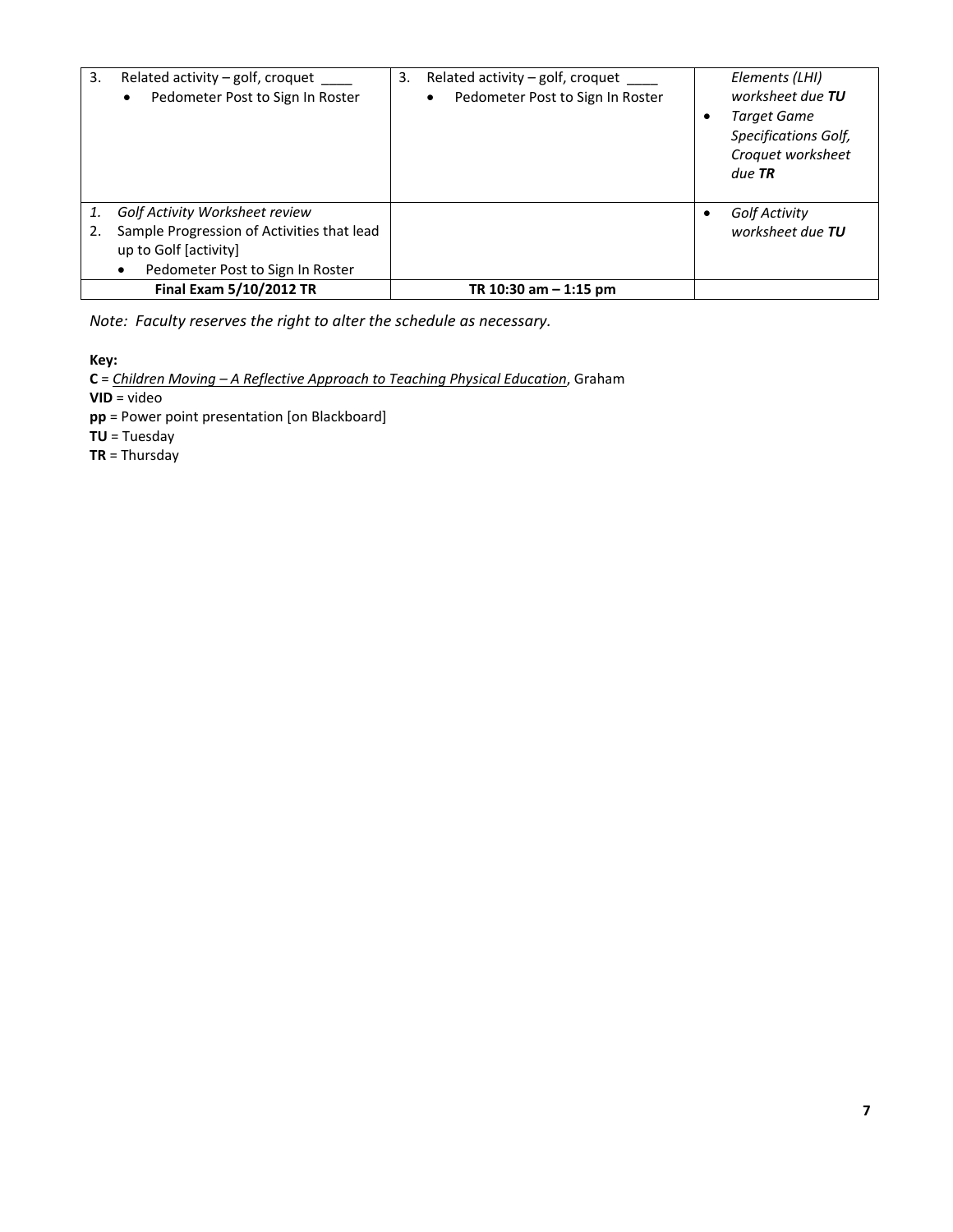| | | |
|---|---|---|
| 3. Related activity – golf, croquet ____ <br>• Pedometer Post to Sign In Roster | 3. Related activity – golf, croquet ____ <br>• Pedometer Post to Sign In Roster | *Elements (LHI) worksheet due **TU*** <br>• *Target Game Specifications Golf, Croquet worksheet due **TR*** |
| *1. Golf Activity Worksheet review* <br>2. Sample Progression of Activities that lead up to Golf [activity] <br>• Pedometer Post to Sign In Roster | | • *Golf Activity worksheet due **TU*** |
| **Final Exam 5/10/2012 TR** | **TR 10:30 am – 1:15 pm** | |

*Note: Faculty reserves the right to alter the schedule as necessary.*

**Key:**

**C** = <u>*Children Moving – A Reflective Approach to Teaching Physical Education*</u>, Graham
**VID** = video
**pp** = Power point presentation [on Blackboard]
**TU** = Tuesday
**TR** = Thursday